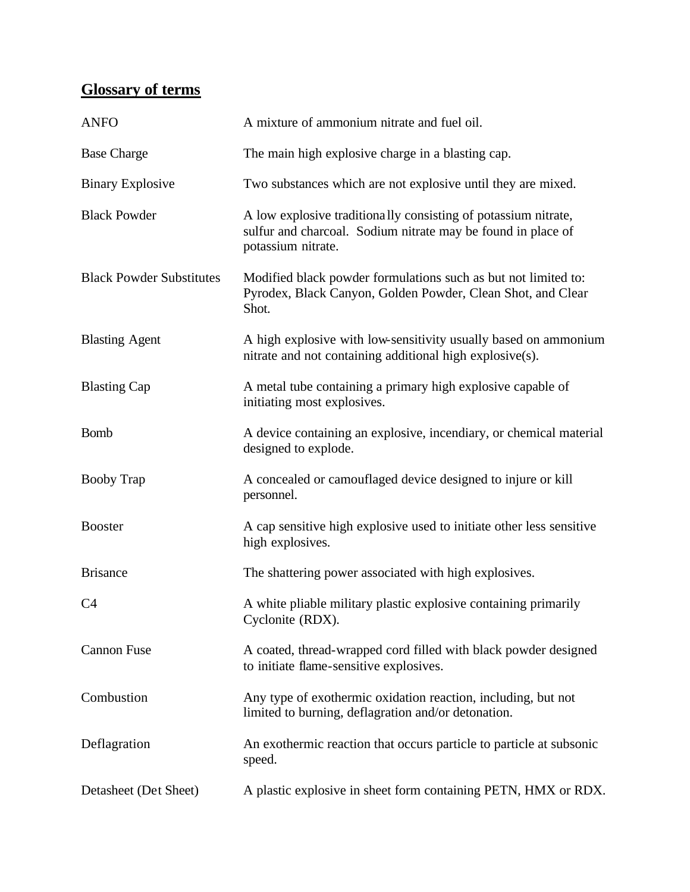## Glossary of terms

| | |
|---|---|
| ANFO | A mixture of ammonium nitrate and fuel oil. |
| Base Charge | The main high explosive charge in a blasting cap. |
| Binary Explosive | Two substances which are not explosive until they are mixed. |
| Black Powder | A low explosive traditionally consisting of potassium nitrate, sulfur and charcoal. Sodium nitrate may be found in place of potassium nitrate. |
| Black Powder Substitutes | Modified black powder formulations such as but not limited to: Pyrodex, Black Canyon, Golden Powder, Clean Shot, and Clear Shot. |
| Blasting Agent | A high explosive with low-sensitivity usually based on ammonium nitrate and not containing additional high explosive(s). |
| Blasting Cap | A metal tube containing a primary high explosive capable of initiating most explosives. |
| Bomb | A device containing an explosive, incendiary, or chemical material designed to explode. |
| Booby Trap | A concealed or camouflaged device designed to injure or kill personnel. |
| Booster | A cap sensitive high explosive used to initiate other less sensitive high explosives. |
| Brisance | The shattering power associated with high explosives. |
| C4 | A white pliable military plastic explosive containing primarily Cyclonite (RDX). |
| Cannon Fuse | A coated, thread-wrapped cord filled with black powder designed to initiate flame-sensitive explosives. |
| Combustion | Any type of exothermic oxidation reaction, including, but not limited to burning, deflagration and/or detonation. |
| Deflagration | An exothermic reaction that occurs particle to particle at subsonic speed. |
| Detasheet (Det Sheet) | A plastic explosive in sheet form containing PETN, HMX or RDX. |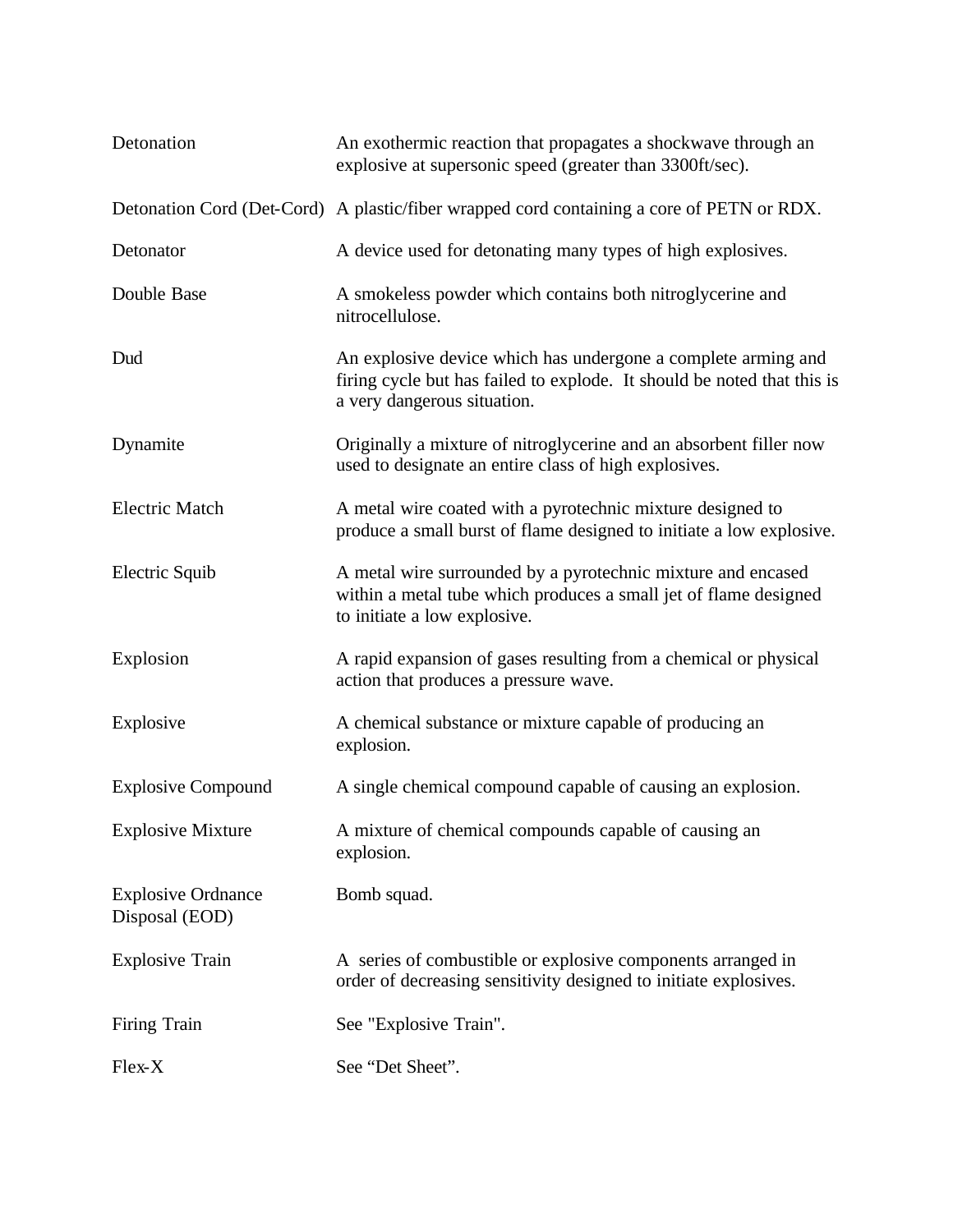| | |
|---|---|
| Detonation | An exothermic reaction that propagates a shockwave through an explosive at supersonic speed (greater than 3300ft/sec). |
| Detonation Cord (Det-Cord) | A plastic/fiber wrapped cord containing a core of PETN or RDX. |
| Detonator | A device used for detonating many types of high explosives. |
| Double Base | A smokeless powder which contains both nitroglycerine and nitrocellulose. |
| Dud | An explosive device which has undergone a complete arming and firing cycle but has failed to explode. It should be noted that this is a very dangerous situation. |
| Dynamite | Originally a mixture of nitroglycerine and an absorbent filler now used to designate an entire class of high explosives. |
| Electric Match | A metal wire coated with a pyrotechnic mixture designed to produce a small burst of flame designed to initiate a low explosive. |
| Electric Squib | A metal wire surrounded by a pyrotechnic mixture and encased within a metal tube which produces a small jet of flame designed to initiate a low explosive. |
| Explosion | A rapid expansion of gases resulting from a chemical or physical action that produces a pressure wave. |
| Explosive | A chemical substance or mixture capable of producing an explosion. |
| Explosive Compound | A single chemical compound capable of causing an explosion. |
| Explosive Mixture | A mixture of chemical compounds capable of causing an explosion. |
| Explosive Ordnance Disposal (EOD) | Bomb squad. |
| Explosive Train | A series of combustible or explosive components arranged in order of decreasing sensitivity designed to initiate explosives. |
| Firing Train | See "Explosive Train". |
| Flex-X | See “Det Sheet”. |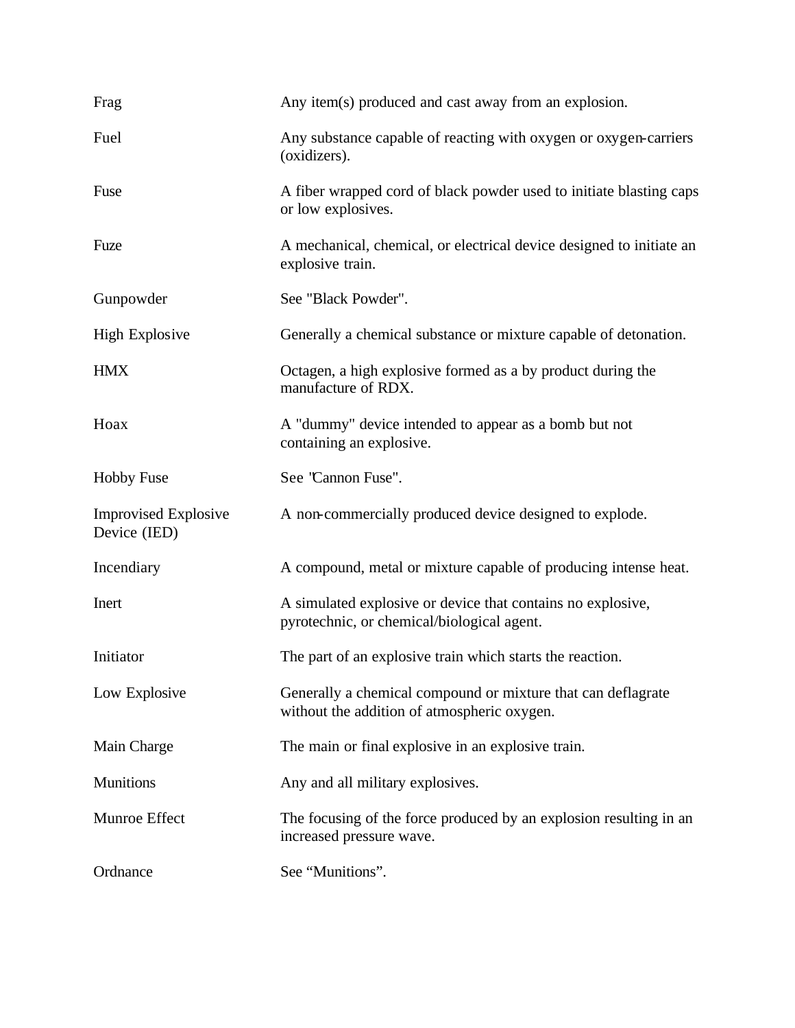| Term | Definition |
|---|---|
| Frag | Any item(s) produced and cast away from an explosion. |
| Fuel | Any substance capable of reacting with oxygen or oxygen-carriers (oxidizers). |
| Fuse | A fiber wrapped cord of black powder used to initiate blasting caps or low explosives. |
| Fuze | A mechanical, chemical, or electrical device designed to initiate an explosive train. |
| Gunpowder | See "Black Powder". |
| High Explosive | Generally a chemical substance or mixture capable of detonation. |
| HMX | Octagen, a high explosive formed as a by product during the manufacture of RDX. |
| Hoax | A "dummy" device intended to appear as a bomb but not containing an explosive. |
| Hobby Fuse | See "Cannon Fuse". |
| Improvised Explosive Device (IED) | A non-commercially produced device designed to explode. |
| Incendiary | A compound, metal or mixture capable of producing intense heat. |
| Inert | A simulated explosive or device that contains no explosive, pyrotechnic, or chemical/biological agent. |
| Initiator | The part of an explosive train which starts the reaction. |
| Low Explosive | Generally a chemical compound or mixture that can deflagrate without the addition of atmospheric oxygen. |
| Main Charge | The main or final explosive in an explosive train. |
| Munitions | Any and all military explosives. |
| Munroe Effect | The focusing of the force produced by an explosion resulting in an increased pressure wave. |
| Ordnance | See "Munitions". |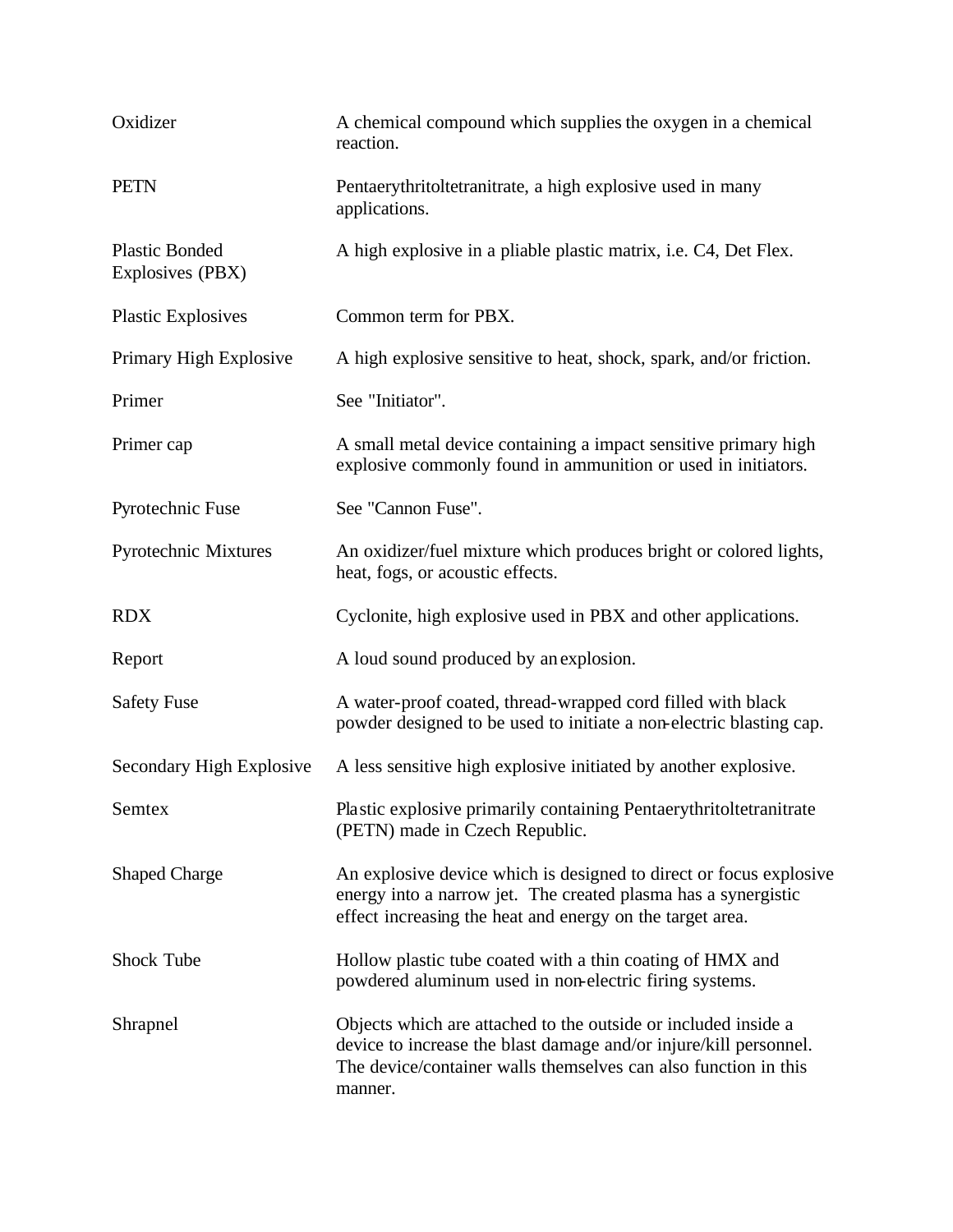| | |
|---|---|
| Oxidizer | A chemical compound which supplies the oxygen in a chemical reaction. |
| PETN | Pentaerythritoltetranitrate, a high explosive used in many applications. |
| Plastic Bonded Explosives (PBX) | A high explosive in a pliable plastic matrix, i.e. C4, Det Flex. |
| Plastic Explosives | Common term for PBX. |
| Primary High Explosive | A high explosive sensitive to heat, shock, spark, and/or friction. |
| Primer | See "Initiator". |
| Primer cap | A small metal device containing a impact sensitive primary high explosive commonly found in ammunition or used in initiators. |
| Pyrotechnic Fuse | See "Cannon Fuse". |
| Pyrotechnic Mixtures | An oxidizer/fuel mixture which produces bright or colored lights, heat, fogs, or acoustic effects. |
| RDX | Cyclonite, high explosive used in PBX and other applications. |
| Report | A loud sound produced by an explosion. |
| Safety Fuse | A water-proof coated, thread-wrapped cord filled with black powder designed to be used to initiate a non-electric blasting cap. |
| Secondary High Explosive | A less sensitive high explosive initiated by another explosive. |
| Semtex | Plastic explosive primarily containing Pentaerythritoltetranitrate (PETN) made in Czech Republic. |
| Shaped Charge | An explosive device which is designed to direct or focus explosive energy into a narrow jet. The created plasma has a synergistic effect increasing the heat and energy on the target area. |
| Shock Tube | Hollow plastic tube coated with a thin coating of HMX and powdered aluminum used in non-electric firing systems. |
| Shrapnel | Objects which are attached to the outside or included inside a device to increase the blast damage and/or injure/kill personnel. The device/container walls themselves can also function in this manner. |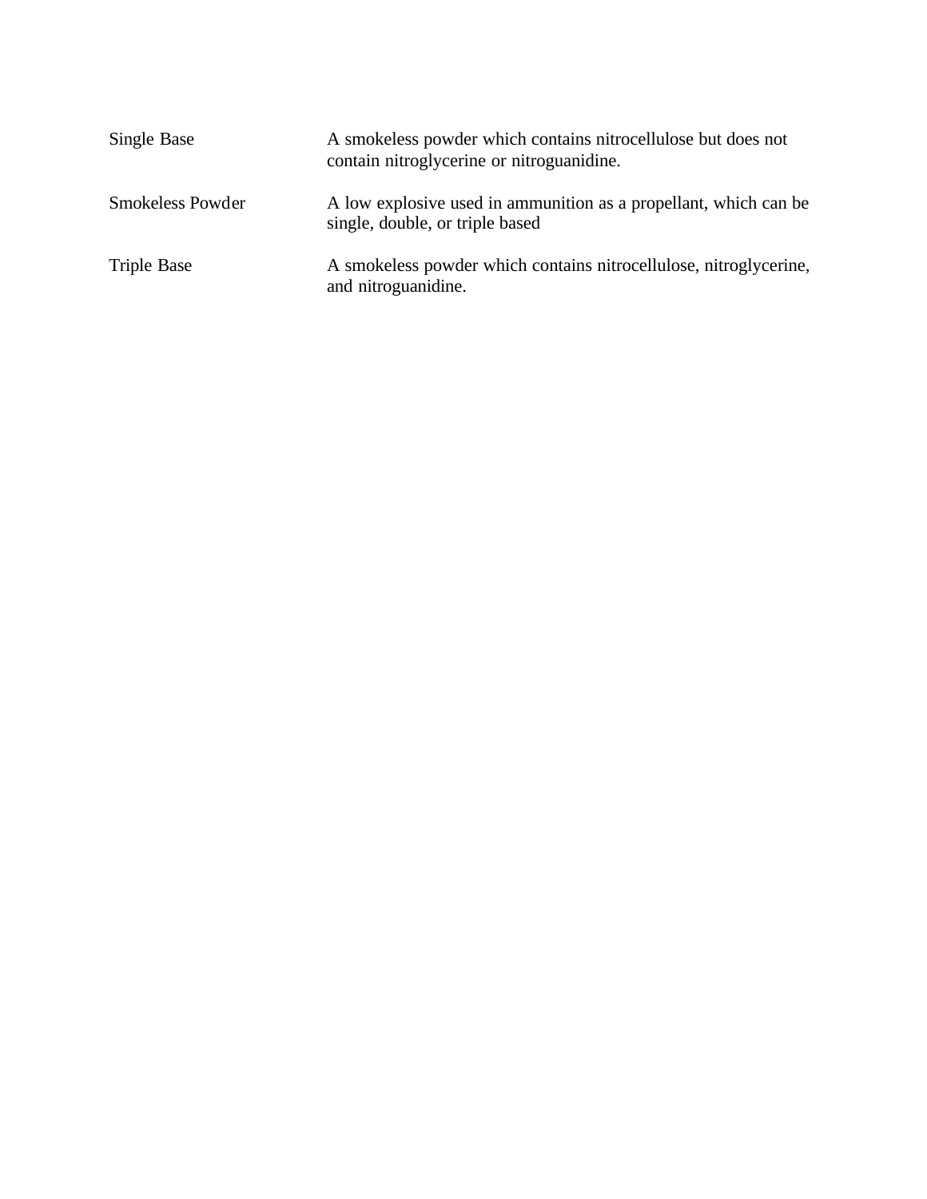| | |
|---|---|
| Single Base | A smokeless powder which contains nitrocellulose but does not contain nitroglycerine or nitroguanidine. |
| Smokeless Powder | A low explosive used in ammunition as a propellant, which can be single, double, or triple based |
| Triple Base | A smokeless powder which contains nitrocellulose, nitroglycerine, and nitroguanidine. |